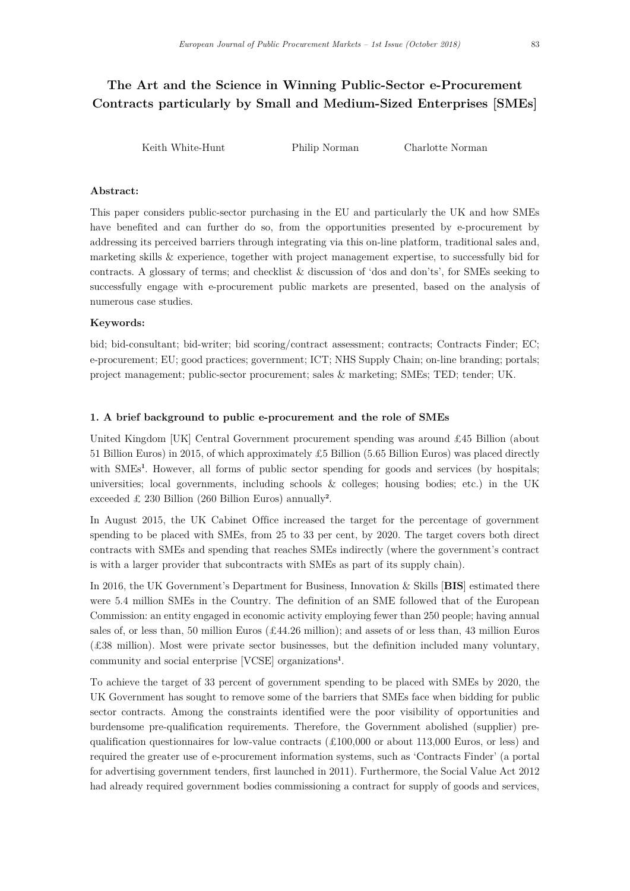# The Art and the Science in Winning Public-Sector e-Procurement Contracts particularly by Small and Medium-Sized Enterprises [SMEs]

Keith White-Hunt Philip Norman Charlotte Norman

**Abstract:**

This paper considers public-sector purchasing in the EU and particularly the UK and how SMEs have benefited and can further do so, from the opportunities presented by e-procurement by addressing its perceived barriers through integrating via this on-line platform, traditional sales and, marketing skills & experience, together with project management expertise, to successfully bid for contracts. A glossary of terms; and checklist & discussion of 'dos and don'ts', for SMEs seeking to successfully engage with e-procurement public markets are presented, based on the analysis of numerous case studies.

**Keywords:**

bid; bid-consultant; bid-writer; bid scoring/contract assessment; contracts; Contracts Finder; EC; e-procurement; EU; good practices; government; ICT; NHS Supply Chain; on-line branding; portals; project management; public-sector procurement; sales & marketing; SMEs; TED; tender; UK.

## 1. A brief background to public e-procurement and the role of SMEs

United Kingdom [UK] Central Government procurement spending was around £45 Billion (about 51 Billion Euros) in 2015, of which approximately £5 Billion (5.65 Billion Euros) was placed directly with SMEs[1]. However, all forms of public sector spending for goods and services (by hospitals; universities; local governments, including schools & colleges; housing bodies; etc.) in the UK exceeded £ 230 Billion (260 Billion Euros) annually[2].

In August 2015, the UK Cabinet Office increased the target for the percentage of government spending to be placed with SMEs, from 25 to 33 per cent, by 2020. The target covers both direct contracts with SMEs and spending that reaches SMEs indirectly (where the government's contract is with a larger provider that subcontracts with SMEs as part of its supply chain).

In 2016, the UK Government's Department for Business, Innovation & Skills [**BIS**] estimated there were 5.4 million SMEs in the Country. The definition of an SME followed that of the European Commission: an entity engaged in economic activity employing fewer than 250 people; having annual sales of, or less than, 50 million Euros (£44.26 million); and assets of or less than, 43 million Euros (£38 million). Most were private sector businesses, but the definition included many voluntary, community and social enterprise [VCSE] organizations[1].

To achieve the target of 33 percent of government spending to be placed with SMEs by 2020, the UK Government has sought to remove some of the barriers that SMEs face when bidding for public sector contracts. Among the constraints identified were the poor visibility of opportunities and burdensome pre-qualification requirements. Therefore, the Government abolished (supplier) pre-qualification questionnaires for low-value contracts (£100,000 or about 113,000 Euros, or less) and required the greater use of e-procurement information systems, such as 'Contracts Finder' (a portal for advertising government tenders, first launched in 2011). Furthermore, the Social Value Act 2012 had already required government bodies commissioning a contract for supply of goods and services,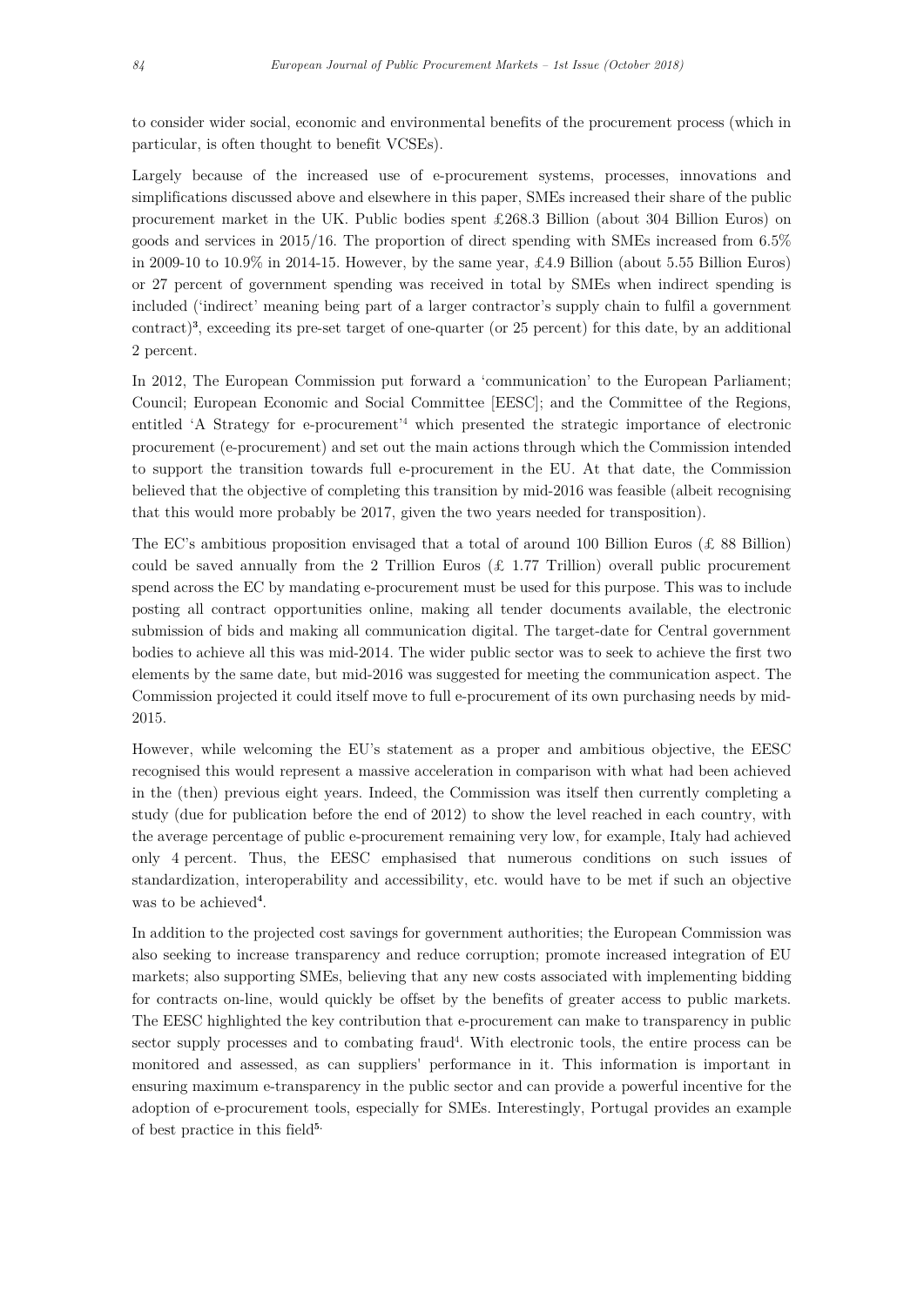to consider wider social, economic and environmental benefits of the procurement process (which in particular, is often thought to benefit VCSEs).

Largely because of the increased use of e-procurement systems, processes, innovations and simplifications discussed above and elsewhere in this paper, SMEs increased their share of the public procurement market in the UK. Public bodies spent £268.3 Billion (about 304 Billion Euros) on goods and services in 2015/16. The proportion of direct spending with SMEs increased from 6.5% in 2009-10 to 10.9% in 2014-15. However, by the same year, £4.9 Billion (about 5.55 Billion Euros) or 27 percent of government spending was received in total by SMEs when indirect spending is included ('indirect' meaning being part of a larger contractor's supply chain to fulfil a government contract)[3], exceeding its pre-set target of one-quarter (or 25 percent) for this date, by an additional 2 percent.

In 2012, The European Commission put forward a 'communication' to the European Parliament; Council; European Economic and Social Committee [EESC]; and the Committee of the Regions, entitled 'A Strategy for e-procurement'[4] which presented the strategic importance of electronic procurement (e-procurement) and set out the main actions through which the Commission intended to support the transition towards full e-procurement in the EU. At that date, the Commission believed that the objective of completing this transition by mid-2016 was feasible (albeit recognising that this would more probably be 2017, given the two years needed for transposition).

The EC's ambitious proposition envisaged that a total of around 100 Billion Euros (£ 88 Billion) could be saved annually from the 2 Trillion Euros (£ 1.77 Trillion) overall public procurement spend across the EC by mandating e-procurement must be used for this purpose. This was to include posting all contract opportunities online, making all tender documents available, the electronic submission of bids and making all communication digital. The target-date for Central government bodies to achieve all this was mid-2014. The wider public sector was to seek to achieve the first two elements by the same date, but mid-2016 was suggested for meeting the communication aspect. The Commission projected it could itself move to full e-procurement of its own purchasing needs by mid-2015.

However, while welcoming the EU's statement as a proper and ambitious objective, the EESC recognised this would represent a massive acceleration in comparison with what had been achieved in the (then) previous eight years. Indeed, the Commission was itself then currently completing a study (due for publication before the end of 2012) to show the level reached in each country, with the average percentage of public e-procurement remaining very low, for example, Italy had achieved only 4 percent. Thus, the EESC emphasised that numerous conditions on such issues of standardization, interoperability and accessibility, etc. would have to be met if such an objective was to be achieved[4].

In addition to the projected cost savings for government authorities; the European Commission was also seeking to increase transparency and reduce corruption; promote increased integration of EU markets; also supporting SMEs, believing that any new costs associated with implementing bidding for contracts on-line, would quickly be offset by the benefits of greater access to public markets. The EESC highlighted the key contribution that e-procurement can make to transparency in public sector supply processes and to combating fraud[4]. With electronic tools, the entire process can be monitored and assessed, as can suppliers' performance in it. This information is important in ensuring maximum e-transparency in the public sector and can provide a powerful incentive for the adoption of e-procurement tools, especially for SMEs. Interestingly, Portugal provides an example of best practice in this field[5].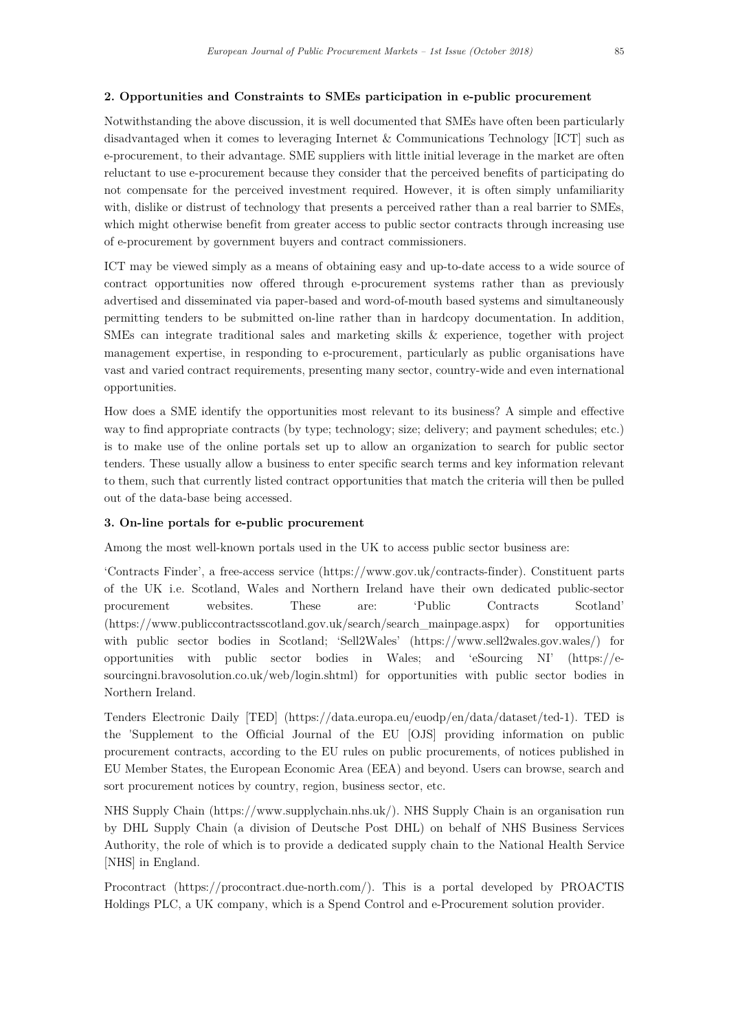## 2. Opportunities and Constraints to SMEs participation in e-public procurement

Notwithstanding the above discussion, it is well documented that SMEs have often been particularly disadvantaged when it comes to leveraging Internet & Communications Technology [ICT] such as e-procurement, to their advantage. SME suppliers with little initial leverage in the market are often reluctant to use e-procurement because they consider that the perceived benefits of participating do not compensate for the perceived investment required. However, it is often simply unfamiliarity with, dislike or distrust of technology that presents a perceived rather than a real barrier to SMEs, which might otherwise benefit from greater access to public sector contracts through increasing use of e-procurement by government buyers and contract commissioners.

ICT may be viewed simply as a means of obtaining easy and up-to-date access to a wide source of contract opportunities now offered through e-procurement systems rather than as previously advertised and disseminated via paper-based and word-of-mouth based systems and simultaneously permitting tenders to be submitted on-line rather than in hardcopy documentation. In addition, SMEs can integrate traditional sales and marketing skills & experience, together with project management expertise, in responding to e-procurement, particularly as public organisations have vast and varied contract requirements, presenting many sector, country-wide and even international opportunities.

How does a SME identify the opportunities most relevant to its business? A simple and effective way to find appropriate contracts (by type; technology; size; delivery; and payment schedules; etc.) is to make use of the online portals set up to allow an organization to search for public sector tenders. These usually allow a business to enter specific search terms and key information relevant to them, such that currently listed contract opportunities that match the criteria will then be pulled out of the data-base being accessed.

## 3. On-line portals for e-public procurement

Among the most well-known portals used in the UK to access public sector business are:

'Contracts Finder', a free-access service (https://www.gov.uk/contracts-finder). Constituent parts of the UK i.e. Scotland, Wales and Northern Ireland have their own dedicated public-sector procurement websites. These are: 'Public Contracts Scotland' (https://www.publiccontractsscotland.gov.uk/search/search_mainpage.aspx) for opportunities with public sector bodies in Scotland; 'Sell2Wales' (https://www.sell2wales.gov.wales/) for opportunities with public sector bodies in Wales; and 'eSourcing NI' (https://e-sourcingni.bravosolution.co.uk/web/login.shtml) for opportunities with public sector bodies in Northern Ireland.

Tenders Electronic Daily [TED] (https://data.europa.eu/euodp/en/data/dataset/ted-1). TED is the 'Supplement to the Official Journal of the EU [OJS] providing information on public procurement contracts, according to the EU rules on public procurements, of notices published in EU Member States, the European Economic Area (EEA) and beyond. Users can browse, search and sort procurement notices by country, region, business sector, etc.

NHS Supply Chain (https://www.supplychain.nhs.uk/). NHS Supply Chain is an organisation run by DHL Supply Chain (a division of Deutsche Post DHL) on behalf of NHS Business Services Authority, the role of which is to provide a dedicated supply chain to the National Health Service [NHS] in England.

Procontract (https://procontract.due-north.com/). This is a portal developed by PROACTIS Holdings PLC, a UK company, which is a Spend Control and e-Procurement solution provider.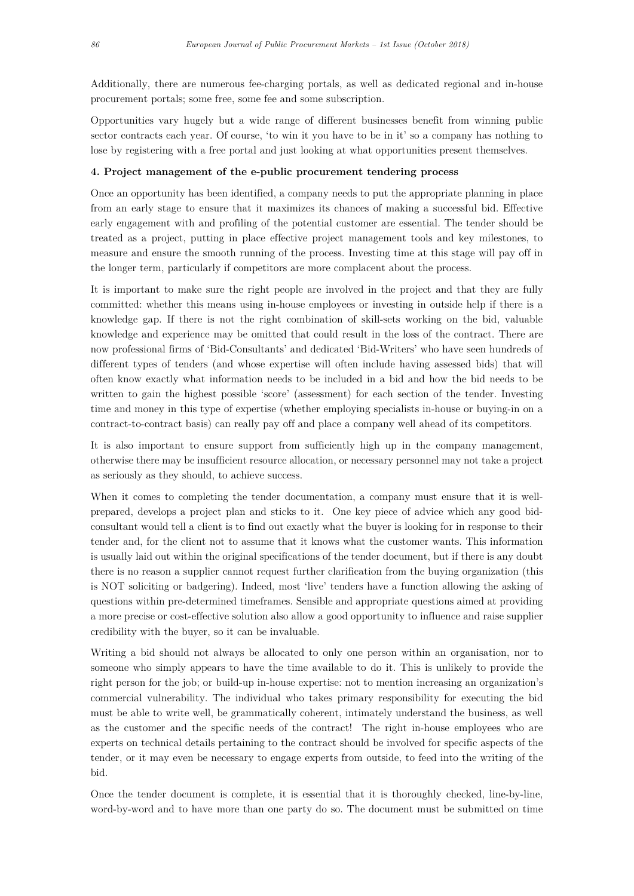Additionally, there are numerous fee-charging portals, as well as dedicated regional and in-house procurement portals; some free, some fee and some subscription.

Opportunities vary hugely but a wide range of different businesses benefit from winning public sector contracts each year. Of course, 'to win it you have to be in it' so a company has nothing to lose by registering with a free portal and just looking at what opportunities present themselves.

**4. Project management of the e-public procurement tendering process**

Once an opportunity has been identified, a company needs to put the appropriate planning in place from an early stage to ensure that it maximizes its chances of making a successful bid. Effective early engagement with and profiling of the potential customer are essential. The tender should be treated as a project, putting in place effective project management tools and key milestones, to measure and ensure the smooth running of the process. Investing time at this stage will pay off in the longer term, particularly if competitors are more complacent about the process.

It is important to make sure the right people are involved in the project and that they are fully committed: whether this means using in-house employees or investing in outside help if there is a knowledge gap. If there is not the right combination of skill-sets working on the bid, valuable knowledge and experience may be omitted that could result in the loss of the contract. There are now professional firms of 'Bid-Consultants' and dedicated 'Bid-Writers' who have seen hundreds of different types of tenders (and whose expertise will often include having assessed bids) that will often know exactly what information needs to be included in a bid and how the bid needs to be written to gain the highest possible 'score' (assessment) for each section of the tender. Investing time and money in this type of expertise (whether employing specialists in-house or buying-in on a contract-to-contract basis) can really pay off and place a company well ahead of its competitors.

It is also important to ensure support from sufficiently high up in the company management, otherwise there may be insufficient resource allocation, or necessary personnel may not take a project as seriously as they should, to achieve success.

When it comes to completing the tender documentation, a company must ensure that it is well-prepared, develops a project plan and sticks to it. One key piece of advice which any good bid-consultant would tell a client is to find out exactly what the buyer is looking for in response to their tender and, for the client not to assume that it knows what the customer wants. This information is usually laid out within the original specifications of the tender document, but if there is any doubt there is no reason a supplier cannot request further clarification from the buying organization (this is NOT soliciting or badgering). Indeed, most 'live' tenders have a function allowing the asking of questions within pre-determined timeframes. Sensible and appropriate questions aimed at providing a more precise or cost-effective solution also allow a good opportunity to influence and raise supplier credibility with the buyer, so it can be invaluable.

Writing a bid should not always be allocated to only one person within an organisation, nor to someone who simply appears to have the time available to do it. This is unlikely to provide the right person for the job; or build-up in-house expertise: not to mention increasing an organization's commercial vulnerability. The individual who takes primary responsibility for executing the bid must be able to write well, be grammatically coherent, intimately understand the business, as well as the customer and the specific needs of the contract! The right in-house employees who are experts on technical details pertaining to the contract should be involved for specific aspects of the tender, or it may even be necessary to engage experts from outside, to feed into the writing of the bid.

Once the tender document is complete, it is essential that it is thoroughly checked, line-by-line, word-by-word and to have more than one party do so. The document must be submitted on time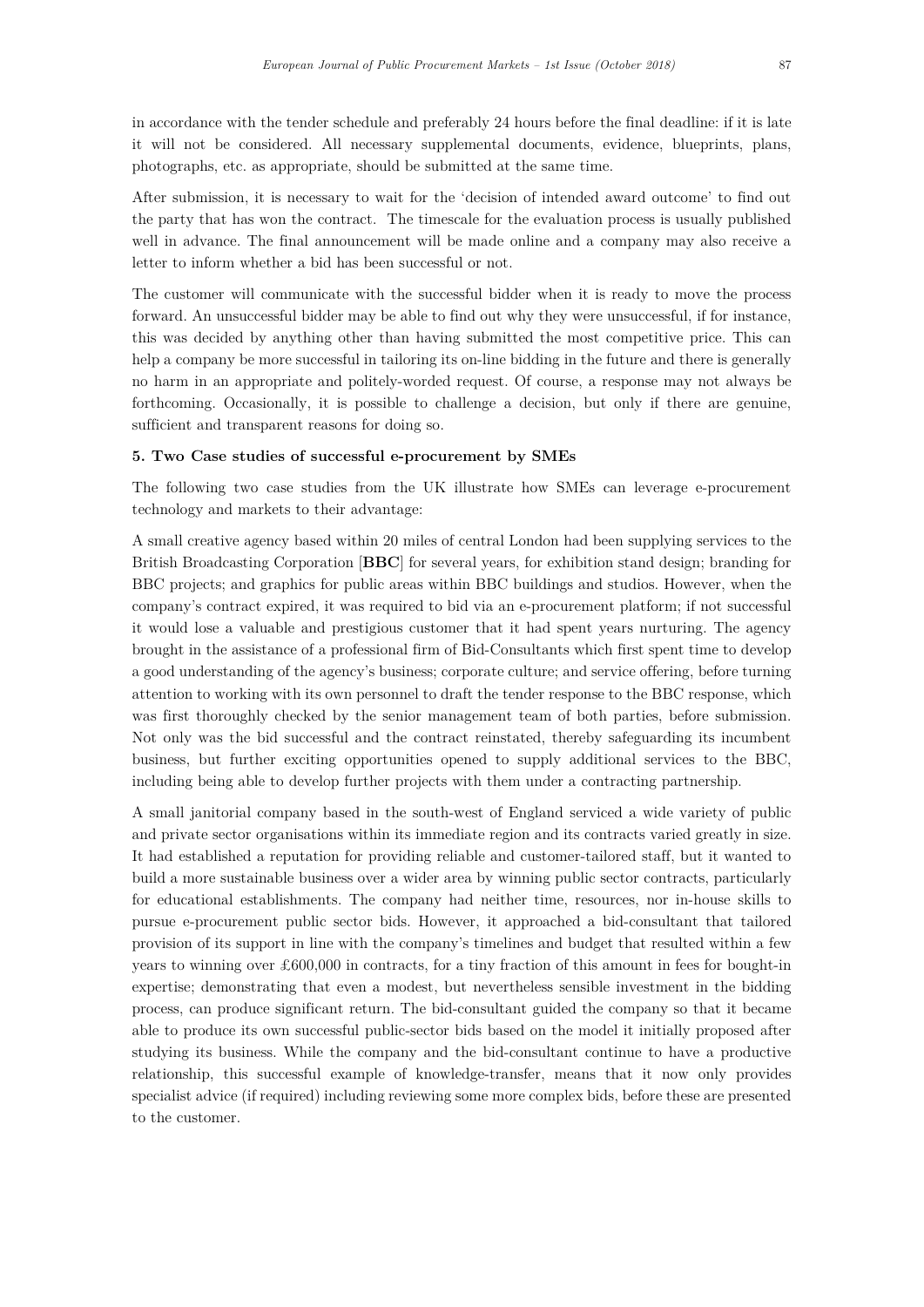in accordance with the tender schedule and preferably 24 hours before the final deadline: if it is late it will not be considered. All necessary supplemental documents, evidence, blueprints, plans, photographs, etc. as appropriate, should be submitted at the same time.

After submission, it is necessary to wait for the 'decision of intended award outcome' to find out the party that has won the contract. The timescale for the evaluation process is usually published well in advance. The final announcement will be made online and a company may also receive a letter to inform whether a bid has been successful or not.

The customer will communicate with the successful bidder when it is ready to move the process forward. An unsuccessful bidder may be able to find out why they were unsuccessful, if for instance, this was decided by anything other than having submitted the most competitive price. This can help a company be more successful in tailoring its on-line bidding in the future and there is generally no harm in an appropriate and politely-worded request. Of course, a response may not always be forthcoming. Occasionally, it is possible to challenge a decision, but only if there are genuine, sufficient and transparent reasons for doing so.

### 5. Two Case studies of successful e-procurement by SMEs

The following two case studies from the UK illustrate how SMEs can leverage e-procurement technology and markets to their advantage:

A small creative agency based within 20 miles of central London had been supplying services to the British Broadcasting Corporation [**BBC**] for several years, for exhibition stand design; branding for BBC projects; and graphics for public areas within BBC buildings and studios. However, when the company's contract expired, it was required to bid via an e-procurement platform; if not successful it would lose a valuable and prestigious customer that it had spent years nurturing. The agency brought in the assistance of a professional firm of Bid-Consultants which first spent time to develop a good understanding of the agency's business; corporate culture; and service offering, before turning attention to working with its own personnel to draft the tender response to the BBC response, which was first thoroughly checked by the senior management team of both parties, before submission. Not only was the bid successful and the contract reinstated, thereby safeguarding its incumbent business, but further exciting opportunities opened to supply additional services to the BBC, including being able to develop further projects with them under a contracting partnership.

A small janitorial company based in the south-west of England serviced a wide variety of public and private sector organisations within its immediate region and its contracts varied greatly in size. It had established a reputation for providing reliable and customer-tailored staff, but it wanted to build a more sustainable business over a wider area by winning public sector contracts, particularly for educational establishments. The company had neither time, resources, nor in-house skills to pursue e-procurement public sector bids. However, it approached a bid-consultant that tailored provision of its support in line with the company's timelines and budget that resulted within a few years to winning over £600,000 in contracts, for a tiny fraction of this amount in fees for bought-in expertise; demonstrating that even a modest, but nevertheless sensible investment in the bidding process, can produce significant return. The bid-consultant guided the company so that it became able to produce its own successful public-sector bids based on the model it initially proposed after studying its business. While the company and the bid-consultant continue to have a productive relationship, this successful example of knowledge-transfer, means that it now only provides specialist advice (if required) including reviewing some more complex bids, before these are presented to the customer.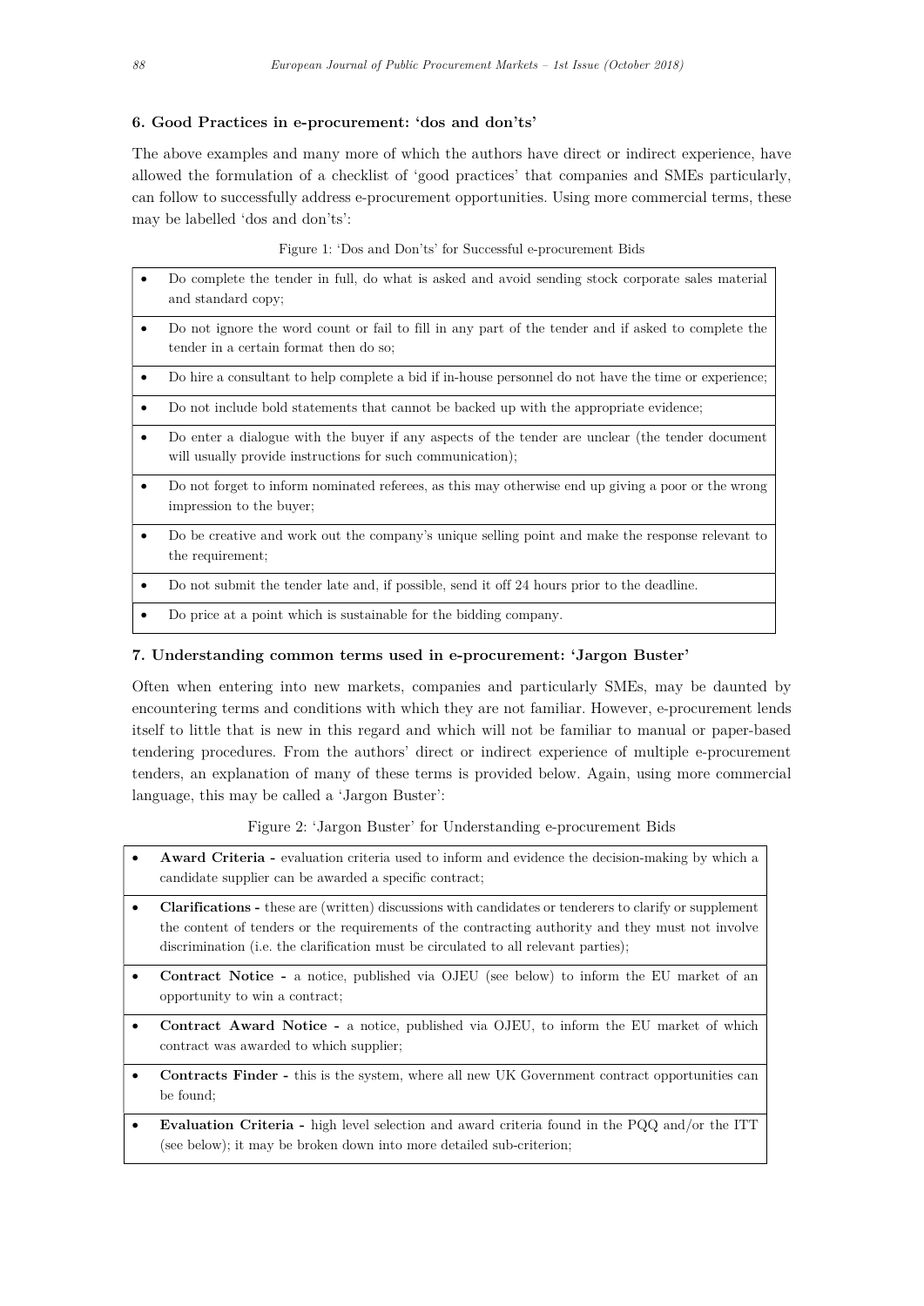### 6. Good Practices in e-procurement: 'dos and don'ts'

The above examples and many more of which the authors have direct or indirect experience, have allowed the formulation of a checklist of 'good practices' that companies and SMEs particularly, can follow to successfully address e-procurement opportunities. Using more commercial terms, these may be labelled 'dos and don'ts':

Figure 1: 'Dos and Don'ts' for Successful e-procurement Bids

- Do complete the tender in full, do what is asked and avoid sending stock corporate sales material and standard copy;
- Do not ignore the word count or fail to fill in any part of the tender and if asked to complete the tender in a certain format then do so;
- Do hire a consultant to help complete a bid if in-house personnel do not have the time or experience;
- Do not include bold statements that cannot be backed up with the appropriate evidence;
- Do enter a dialogue with the buyer if any aspects of the tender are unclear (the tender document will usually provide instructions for such communication);
- Do not forget to inform nominated referees, as this may otherwise end up giving a poor or the wrong impression to the buyer;
- Do be creative and work out the company's unique selling point and make the response relevant to the requirement;
- Do not submit the tender late and, if possible, send it off 24 hours prior to the deadline.
- Do price at a point which is sustainable for the bidding company.

### 7. Understanding common terms used in e-procurement: 'Jargon Buster'

Often when entering into new markets, companies and particularly SMEs, may be daunted by encountering terms and conditions with which they are not familiar. However, e-procurement lends itself to little that is new in this regard and which will not be familiar to manual or paper-based tendering procedures. From the authors' direct or indirect experience of multiple e-procurement tenders, an explanation of many of these terms is provided below. Again, using more commercial language, this may be called a 'Jargon Buster':

Figure 2: 'Jargon Buster' for Understanding e-procurement Bids

- **Award Criteria -** evaluation criteria used to inform and evidence the decision-making by which a candidate supplier can be awarded a specific contract;
- **Clarifications -** these are (written) discussions with candidates or tenderers to clarify or supplement the content of tenders or the requirements of the contracting authority and they must not involve discrimination (i.e. the clarification must be circulated to all relevant parties);
- **Contract Notice -** a notice, published via OJEU (see below) to inform the EU market of an opportunity to win a contract;
- **Contract Award Notice -** a notice, published via OJEU, to inform the EU market of which contract was awarded to which supplier;
- **Contracts Finder -** this is the system, where all new UK Government contract opportunities can be found;
- **Evaluation Criteria -** high level selection and award criteria found in the PQQ and/or the ITT (see below); it may be broken down into more detailed sub-criterion;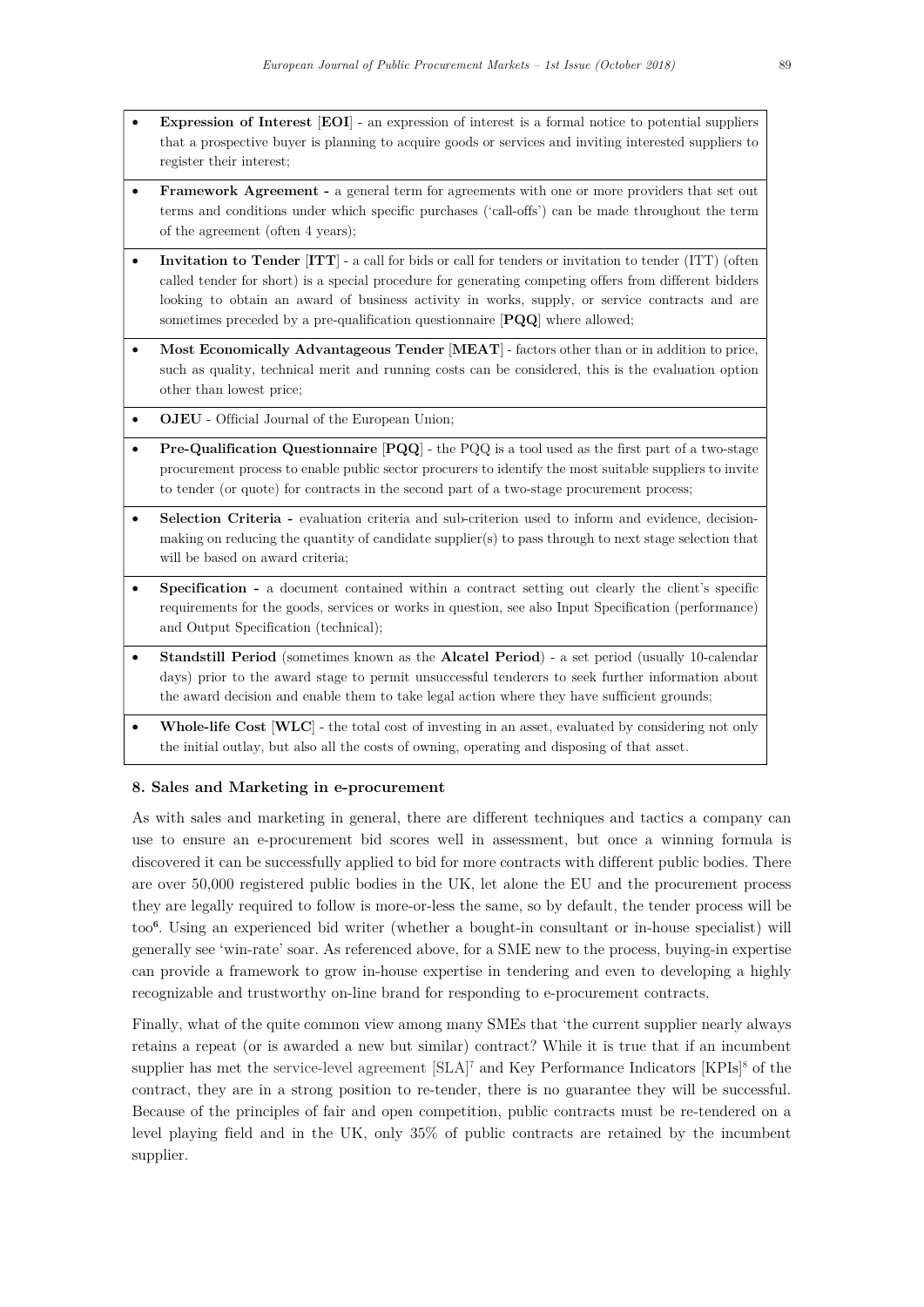- **Expression of Interest** [**EOI**] - an expression of interest is a formal notice to potential suppliers that a prospective buyer is planning to acquire goods or services and inviting interested suppliers to register their interest;
- **Framework Agreement -** a general term for agreements with one or more providers that set out terms and conditions under which specific purchases ('call-offs') can be made throughout the term of the agreement (often 4 years);
- **Invitation to Tender** [**ITT**] - a call for bids or call for tenders or invitation to tender (ITT) (often called tender for short) is a special procedure for generating competing offers from different bidders looking to obtain an award of business activity in works, supply, or service contracts and are sometimes preceded by a pre-qualification questionnaire [**PQQ**] where allowed;
- **Most Economically Advantageous Tender** [**MEAT**] - factors other than or in addition to price, such as quality, technical merit and running costs can be considered, this is the evaluation option other than lowest price;
- **OJEU** - Official Journal of the European Union;
- **Pre-Qualification Questionnaire** [**PQQ**] - the PQQ is a tool used as the first part of a two-stage procurement process to enable public sector procurers to identify the most suitable suppliers to invite to tender (or quote) for contracts in the second part of a two-stage procurement process;
- **Selection Criteria -** evaluation criteria and sub-criterion used to inform and evidence, decision-making on reducing the quantity of candidate supplier(s) to pass through to next stage selection that will be based on award criteria;
- **Specification -** a document contained within a contract setting out clearly the client's specific requirements for the goods, services or works in question, see also Input Specification (performance) and Output Specification (technical);
- **Standstill Period** (sometimes known as the **Alcatel Period**) - a set period (usually 10-calendar days) prior to the award stage to permit unsuccessful tenderers to seek further information about the award decision and enable them to take legal action where they have sufficient grounds;
- **Whole-life Cost** [**WLC**] - the total cost of investing in an asset, evaluated by considering not only the initial outlay, but also all the costs of owning, operating and disposing of that asset.

### 8. Sales and Marketing in e-procurement

As with sales and marketing in general, there are different techniques and tactics a company can use to ensure an e-procurement bid scores well in assessment, but once a winning formula is discovered it can be successfully applied to bid for more contracts with different public bodies. There are over 50,000 registered public bodies in the UK, let alone the EU and the procurement process they are legally required to follow is more-or-less the same, so by default, the tender process will be too[6]. Using an experienced bid writer (whether a bought-in consultant or in-house specialist) will generally see 'win-rate' soar. As referenced above, for a SME new to the process, buying-in expertise can provide a framework to grow in-house expertise in tendering and even to developing a highly recognizable and trustworthy on-line brand for responding to e-procurement contracts.

Finally, what of the quite common view among many SMEs that 'the current supplier nearly always retains a repeat (or is awarded a new but similar) contract? While it is true that if an incumbent supplier has met the service-level agreement [SLA][7] and Key Performance Indicators [KPIs][8] of the contract, they are in a strong position to re-tender, there is no guarantee they will be successful. Because of the principles of fair and open competition, public contracts must be re-tendered on a level playing field and in the UK, only 35% of public contracts are retained by the incumbent supplier.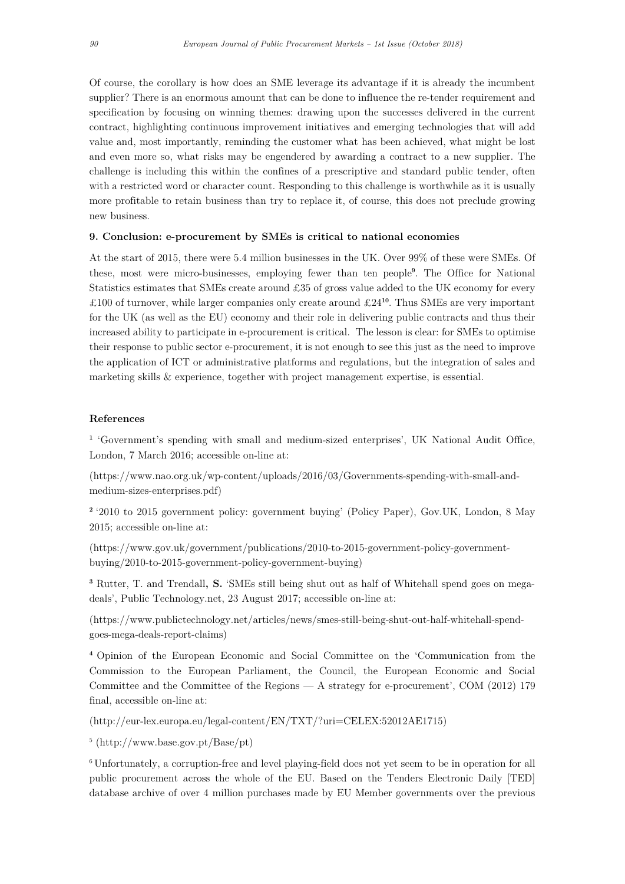Of course, the corollary is how does an SME leverage its advantage if it is already the incumbent supplier? There is an enormous amount that can be done to influence the re-tender requirement and specification by focusing on winning themes: drawing upon the successes delivered in the current contract, highlighting continuous improvement initiatives and emerging technologies that will add value and, most importantly, reminding the customer what has been achieved, what might be lost and even more so, what risks may be engendered by awarding a contract to a new supplier. The challenge is including this within the confines of a prescriptive and standard public tender, often with a restricted word or character count. Responding to this challenge is worthwhile as it is usually more profitable to retain business than try to replace it, of course, this does not preclude growing new business.

### 9. Conclusion: e-procurement by SMEs is critical to national economies

At the start of 2015, there were 5.4 million businesses in the UK. Over 99% of these were SMEs. Of these, most were micro-businesses, employing fewer than ten people[9]. The Office for National Statistics estimates that SMEs create around £35 of gross value added to the UK economy for every £100 of turnover, while larger companies only create around £24[10]. Thus SMEs are very important for the UK (as well as the EU) economy and their role in delivering public contracts and thus their increased ability to participate in e-procurement is critical. The lesson is clear: for SMEs to optimise their response to public sector e-procurement, it is not enough to see this just as the need to improve the application of ICT or administrative platforms and regulations, but the integration of sales and marketing skills & experience, together with project management expertise, is essential.

### References

[1] 'Government's spending with small and medium-sized enterprises', UK National Audit Office, London, 7 March 2016; accessible on-line at:

(https://www.nao.org.uk/wp-content/uploads/2016/03/Governments-spending-with-small-and-medium-sizes-enterprises.pdf)

[2] '2010 to 2015 government policy: government buying' (Policy Paper), Gov.UK, London, 8 May 2015; accessible on-line at:

(https://www.gov.uk/government/publications/2010-to-2015-government-policy-government-buying/2010-to-2015-government-policy-government-buying)

[3] Rutter, T. and Trendall**, S.** 'SMEs still being shut out as half of Whitehall spend goes on mega-deals', Public Technology.net, 23 August 2017; accessible on-line at:

(https://www.publictechnology.net/articles/news/smes-still-being-shut-out-half-whitehall-spend-goes-mega-deals-report-claims)

[4] Opinion of the European Economic and Social Committee on the 'Communication from the Commission to the European Parliament, the Council, the European Economic and Social Committee and the Committee of the Regions — A strategy for e-procurement', COM (2012) 179 final, accessible on-line at:

(http://eur-lex.europa.eu/legal-content/EN/TXT/?uri=CELEX:52012AE1715)

[5] (http://www.base.gov.pt/Base/pt)

[6] Unfortunately, a corruption-free and level playing-field does not yet seem to be in operation for all public procurement across the whole of the EU. Based on the Tenders Electronic Daily [TED] database archive of over 4 million purchases made by EU Member governments over the previous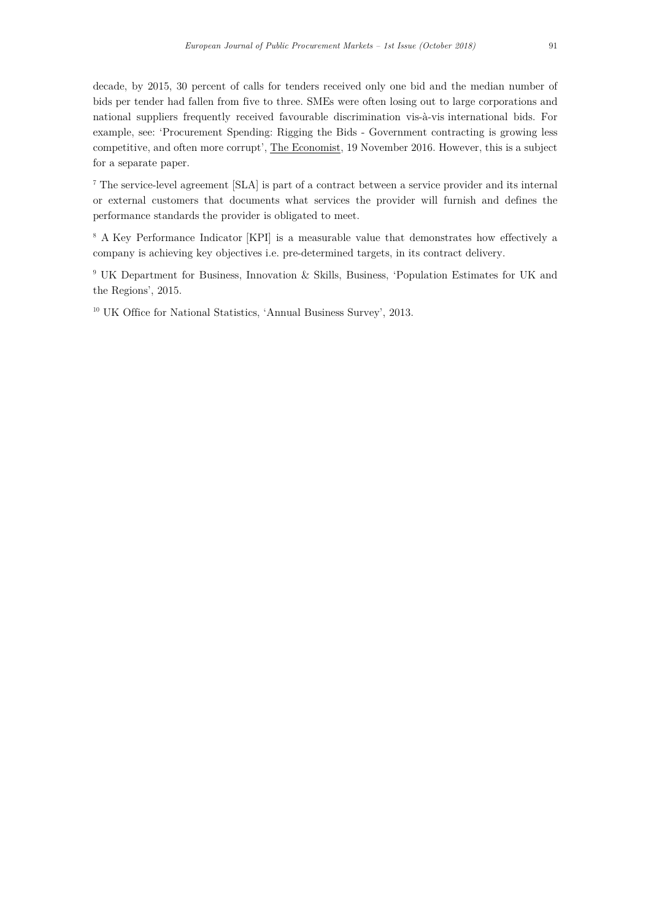decade, by 2015, 30 percent of calls for tenders received only one bid and the median number of bids per tender had fallen from five to three. SMEs were often losing out to large corporations and national suppliers frequently received favourable discrimination vis-à-vis international bids. For example, see: 'Procurement Spending: Rigging the Bids - Government contracting is growing less competitive, and often more corrupt', The Economist, 19 November 2016. However, this is a subject for a separate paper.

[7] The service-level agreement [SLA] is part of a contract between a service provider and its internal or external customers that documents what services the provider will furnish and defines the performance standards the provider is obligated to meet.

[8] A Key Performance Indicator [KPI] is a measurable value that demonstrates how effectively a company is achieving key objectives i.e. pre-determined targets, in its contract delivery.

[9] UK Department for Business, Innovation & Skills, Business, 'Population Estimates for UK and the Regions', 2015.

[10] UK Office for National Statistics, 'Annual Business Survey', 2013.